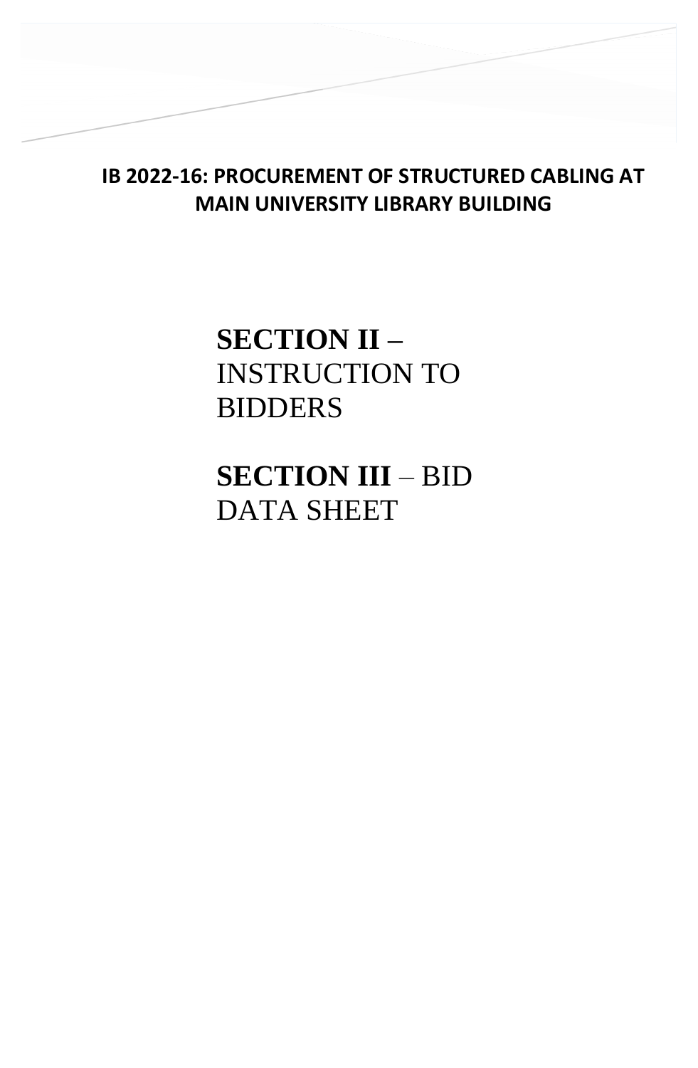# IB 2022-16: PROCUREMENT OF STRUCTURED CABLING AT MAIN UNIVERSITY LIBRARY BUILDING

## **SECTION II –** INSTRUCTION TO BIDDERS

## **SECTION III** – BID DATA SHEET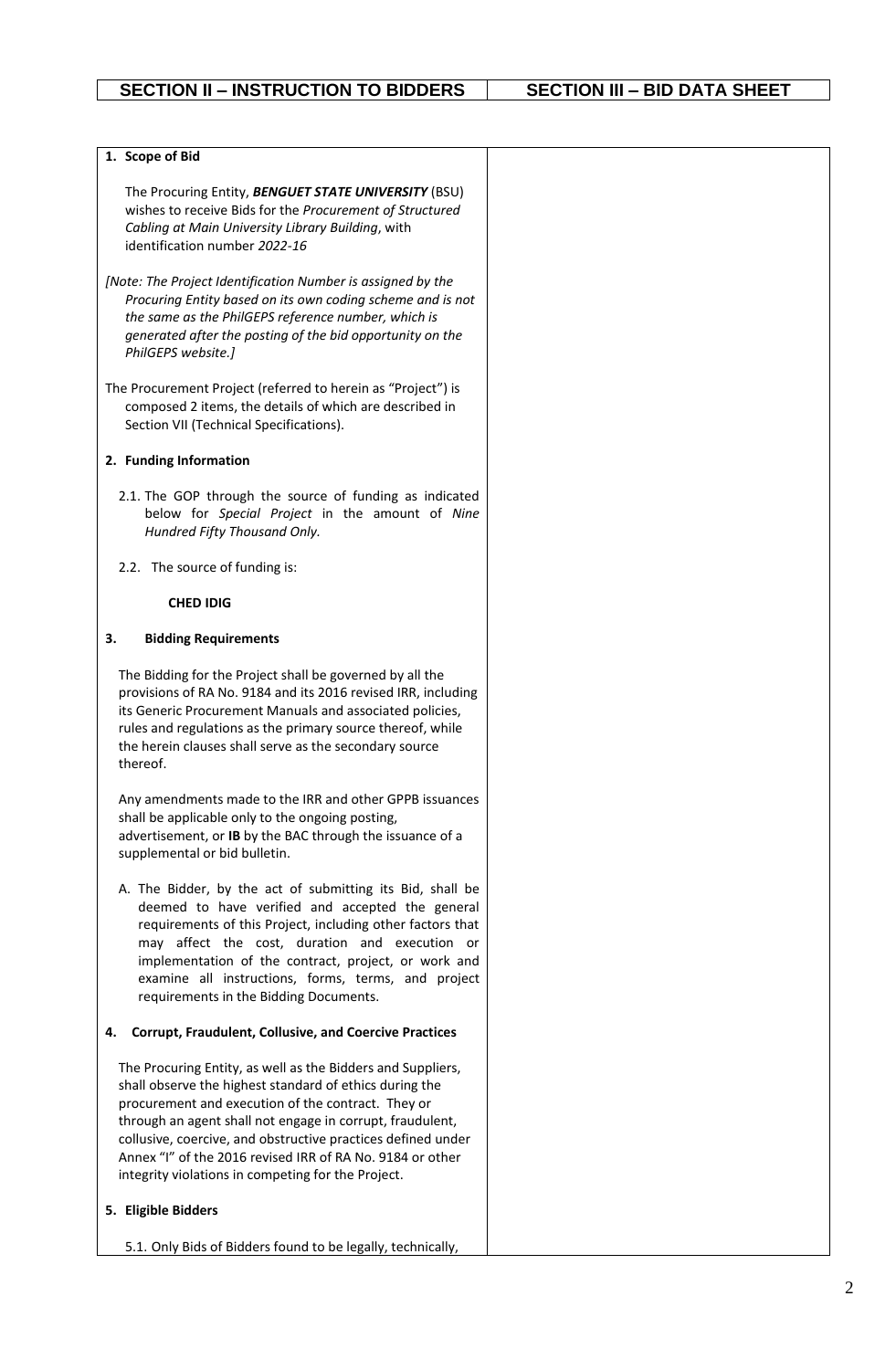| SECTION II – INSTRUCTION TO BIDDERS | SECTION III – BID DATA SHEET |
| --- | --- |

**1. Scope of Bid**

The Procuring Entity, ***BENGUET STATE UNIVERSITY*** (BSU) wishes to receive Bids for the *Procurement of Structured Cabling at Main University Library Building*, with identification number *2022-16*

*[Note: The Project Identification Number is assigned by the Procuring Entity based on its own coding scheme and is not the same as the PhilGEPS reference number, which is generated after the posting of the bid opportunity on the PhilGEPS website.]*

The Procurement Project (referred to herein as "Project") is composed 2 items, the details of which are described in Section VII (Technical Specifications).

**2. Funding Information**

2.1. The GOP through the source of funding as indicated below for *Special Project* in the amount of *Nine Hundred Fifty Thousand Only.*

2.2. The source of funding is:

**CHED IDIG**

**3. Bidding Requirements**

The Bidding for the Project shall be governed by all the provisions of RA No. 9184 and its 2016 revised IRR, including its Generic Procurement Manuals and associated policies, rules and regulations as the primary source thereof, while the herein clauses shall serve as the secondary source thereof.

Any amendments made to the IRR and other GPPB issuances shall be applicable only to the ongoing posting, advertisement, or **IB** by the BAC through the issuance of a supplemental or bid bulletin.

A. The Bidder, by the act of submitting its Bid, shall be deemed to have verified and accepted the general requirements of this Project, including other factors that may affect the cost, duration and execution or implementation of the contract, project, or work and examine all instructions, forms, terms, and project requirements in the Bidding Documents.

**4. Corrupt, Fraudulent, Collusive, and Coercive Practices**

The Procuring Entity, as well as the Bidders and Suppliers, shall observe the highest standard of ethics during the procurement and execution of the contract. They or through an agent shall not engage in corrupt, fraudulent, collusive, coercive, and obstructive practices defined under Annex "I" of the 2016 revised IRR of RA No. 9184 or other integrity violations in competing for the Project.

**5. Eligible Bidders**

5.1. Only Bids of Bidders found to be legally, technically,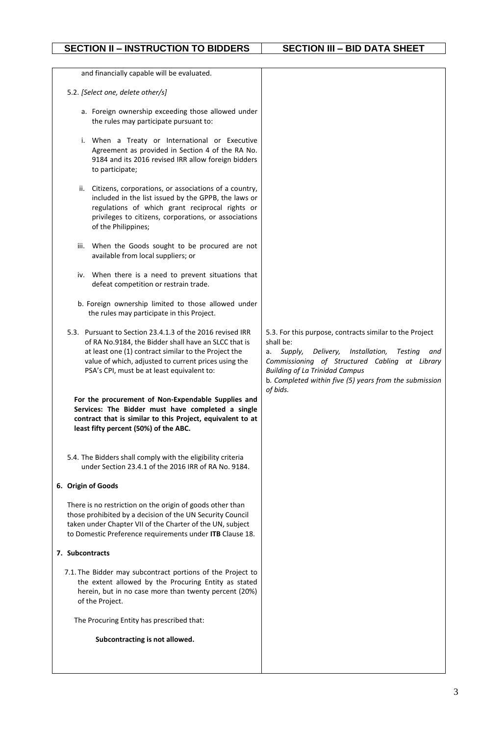| SECTION II – INSTRUCTION TO BIDDERS | SECTION III – BID DATA SHEET |
|---|---|
| and financially capable will be evaluated.<br><br>5.2. *[Select one, delete other/s]*<br><br>a. Foreign ownership exceeding those allowed under the rules may participate pursuant to:<br><br>i. When a Treaty or International or Executive Agreement as provided in Section 4 of the RA No. 9184 and its 2016 revised IRR allow foreign bidders to participate;<br><br>ii. Citizens, corporations, or associations of a country, included in the list issued by the GPPB, the laws or regulations of which grant reciprocal rights or privileges to citizens, corporations, or associations of the Philippines;<br><br>iii. When the Goods sought to be procured are not available from local suppliers; or<br><br>iv. When there is a need to prevent situations that defeat competition or restrain trade.<br><br>b. Foreign ownership limited to those allowed under the rules may participate in this Project. | |
| 5.3. Pursuant to Section 23.4.1.3 of the 2016 revised IRR of RA No.9184, the Bidder shall have an SLCC that is at least one (1) contract similar to the Project the value of which, adjusted to current prices using the PSA's CPI, must be at least equivalent to:<br><br>**For the procurement of Non-Expendable Supplies and Services: The Bidder must have completed a single contract that is similar to this Project, equivalent to at least fifty percent (50%) of the ABC.** | 5.3. For this purpose, contracts similar to the Project shall be:<br>a. *Supply, Delivery, Installation, Testing and Commissioning of Structured Cabling at Library Building of La Trinidad Campus*<br>b. *Completed within five (5) years from the submission of bids.* |
| 5.4. The Bidders shall comply with the eligibility criteria under Section 23.4.1 of the 2016 IRR of RA No. 9184.<br><br>**6. Origin of Goods**<br><br>There is no restriction on the origin of goods other than those prohibited by a decision of the UN Security Council taken under Chapter VII of the Charter of the UN, subject to Domestic Preference requirements under **ITB** Clause 18.<br><br>**7. Subcontracts**<br><br>7.1. The Bidder may subcontract portions of the Project to the extent allowed by the Procuring Entity as stated herein, but in no case more than twenty percent (20%) of the Project.<br><br>The Procuring Entity has prescribed that:<br><br>**Subcontracting is not allowed.** | |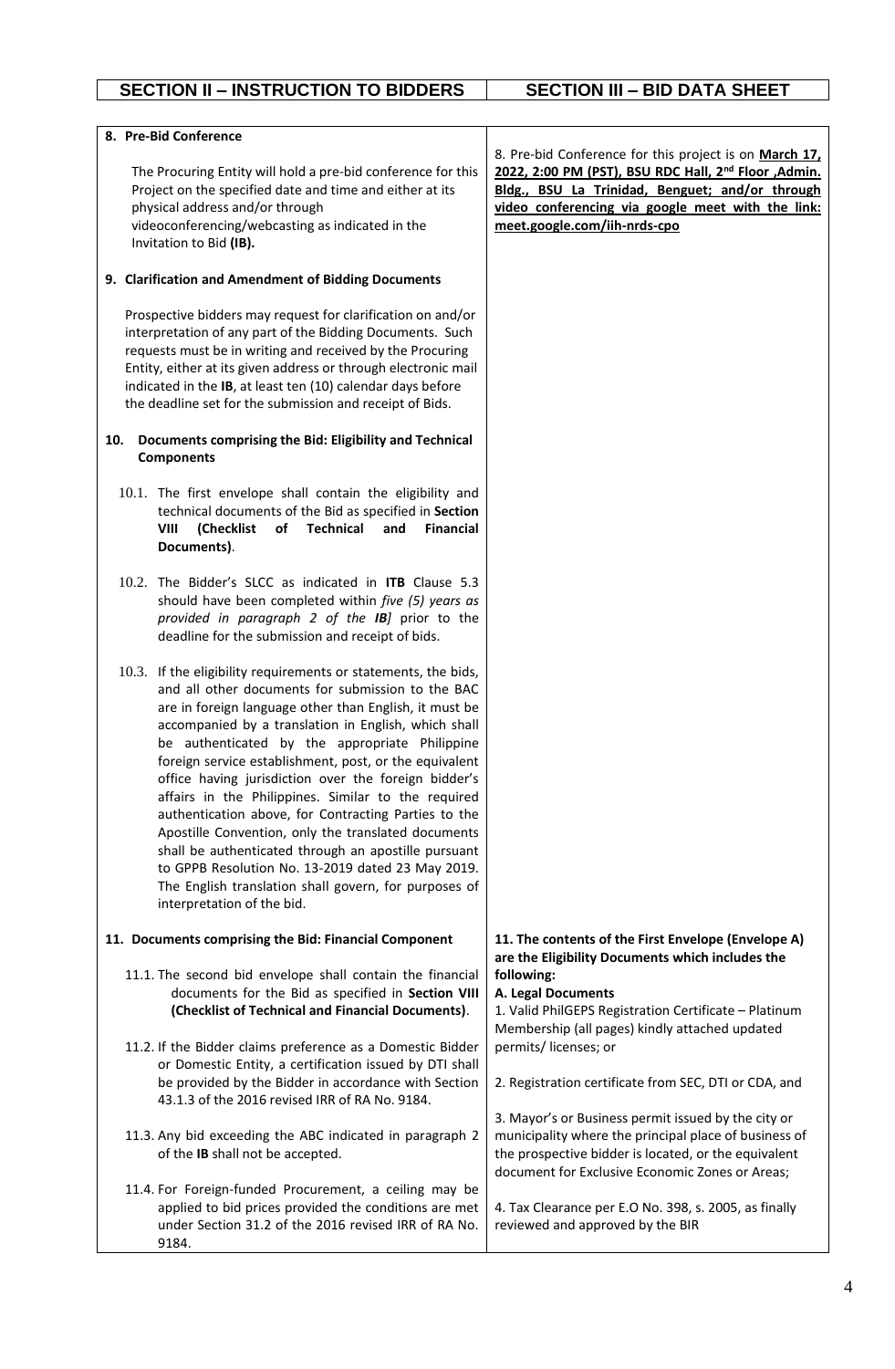| SECTION II – INSTRUCTION TO BIDDERS | SECTION III – BID DATA SHEET |
|---|---|
| **8. Pre-Bid Conference**<br><br>The Procuring Entity will hold a pre-bid conference for this Project on the specified date and time and either at its physical address and/or through videoconferencing/webcasting as indicated in the Invitation to Bid **(IB).** | 8. Pre-bid Conference for this project is on **March 17, 2022, 2:00 PM (PST), BSU RDC Hall, 2nd Floor ,Admin. Bldg., BSU La Trinidad, Benguet; and/or through video conferencing via google meet with the link: meet.google.com/iih-nrds-cpo** |
| **9. Clarification and Amendment of Bidding Documents**<br><br>Prospective bidders may request for clarification on and/or interpretation of any part of the Bidding Documents. Such requests must be in writing and received by the Procuring Entity, either at its given address or through electronic mail indicated in the **IB**, at least ten (10) calendar days before the deadline set for the submission and receipt of Bids. | |
| **10. Documents comprising the Bid: Eligibility and Technical Components**<br><br>10.1. The first envelope shall contain the eligibility and technical documents of the Bid as specified in **Section VIII (Checklist of Technical and Financial Documents)**.<br><br>10.2. The Bidder's SLCC as indicated in **ITB** Clause 5.3 should have been completed within *five (5) years as provided in paragraph 2 of the **IB**]* prior to the deadline for the submission and receipt of bids.<br><br>10.3. If the eligibility requirements or statements, the bids, and all other documents for submission to the BAC are in foreign language other than English, it must be accompanied by a translation in English, which shall be authenticated by the appropriate Philippine foreign service establishment, post, or the equivalent office having jurisdiction over the foreign bidder's affairs in the Philippines. Similar to the required authentication above, for Contracting Parties to the Apostille Convention, only the translated documents shall be authenticated through an apostille pursuant to GPPB Resolution No. 13-2019 dated 23 May 2019. The English translation shall govern, for purposes of interpretation of the bid. | |
| **11. Documents comprising the Bid: Financial Component**<br><br>11.1. The second bid envelope shall contain the financial documents for the Bid as specified in **Section VIII (Checklist of Technical and Financial Documents)**.<br><br>11.2. If the Bidder claims preference as a Domestic Bidder or Domestic Entity, a certification issued by DTI shall be provided by the Bidder in accordance with Section 43.1.3 of the 2016 revised IRR of RA No. 9184.<br><br>11.3. Any bid exceeding the ABC indicated in paragraph 2 of the **IB** shall not be accepted.<br><br>11.4. For Foreign-funded Procurement, a ceiling may be applied to bid prices provided the conditions are met under Section 31.2 of the 2016 revised IRR of RA No. 9184. | **11. The contents of the First Envelope (Envelope A) are the Eligibility Documents which includes the following:**<br>**A. Legal Documents**<br>1. Valid PhilGEPS Registration Certificate – Platinum Membership (all pages) kindly attached updated permits/ licenses; or<br><br>2. Registration certificate from SEC, DTI or CDA, and<br><br>3. Mayor's or Business permit issued by the city or municipality where the principal place of business of the prospective bidder is located, or the equivalent document for Exclusive Economic Zones or Areas;<br><br>4. Tax Clearance per E.O No. 398, s. 2005, as finally reviewed and approved by the BIR |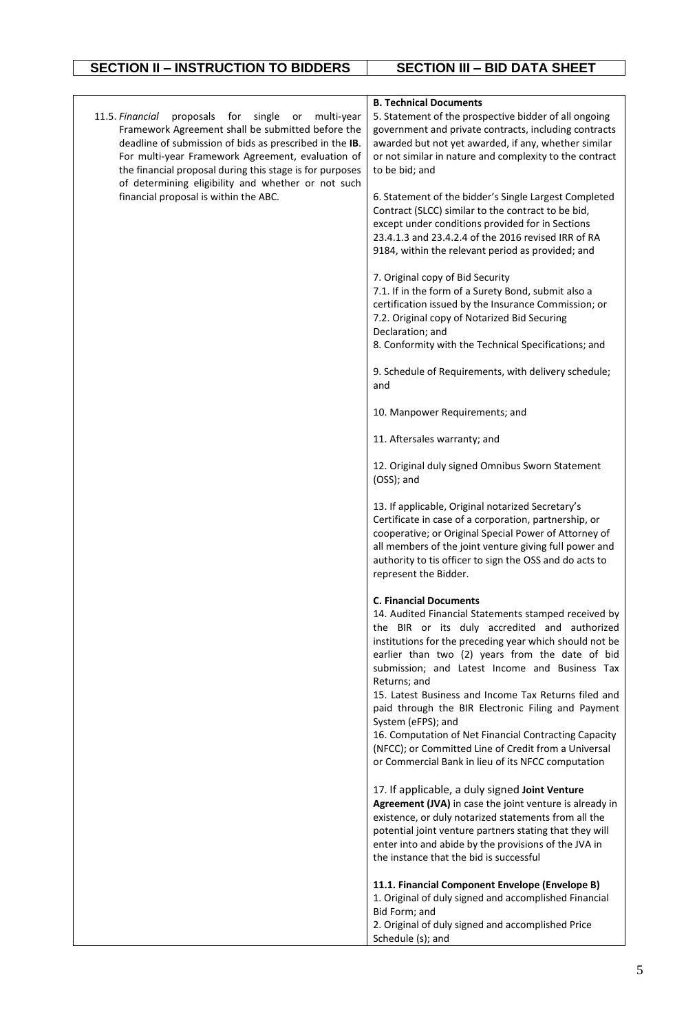| SECTION II – INSTRUCTION TO BIDDERS | SECTION III – BID DATA SHEET |
|---|---|
| 11.5. *Financial* proposals for single or multi-year Framework Agreement shall be submitted before the deadline of submission of bids as prescribed in the **IB**. For multi-year Framework Agreement, evaluation of the financial proposal during this stage is for purposes of determining eligibility and whether or not such financial proposal is within the ABC. | **B. Technical Documents**<br>5. Statement of the prospective bidder of all ongoing government and private contracts, including contracts awarded but not yet awarded, if any, whether similar or not similar in nature and complexity to the contract to be bid; and<br><br>6. Statement of the bidder's Single Largest Completed Contract (SLCC) similar to the contract to be bid, except under conditions provided for in Sections 23.4.1.3 and 23.4.2.4 of the 2016 revised IRR of RA 9184, within the relevant period as provided; and<br><br>7. Original copy of Bid Security<br>7.1. If in the form of a Surety Bond, submit also a certification issued by the Insurance Commission; or<br>7.2. Original copy of Notarized Bid Securing Declaration; and<br>8. Conformity with the Technical Specifications; and<br><br>9. Schedule of Requirements, with delivery schedule; and<br><br>10. Manpower Requirements; and<br><br>11. Aftersales warranty; and<br><br>12. Original duly signed Omnibus Sworn Statement (OSS); and<br><br>13. If applicable, Original notarized Secretary's Certificate in case of a corporation, partnership, or cooperative; or Original Special Power of Attorney of all members of the joint venture giving full power and authority to tis officer to sign the OSS and do acts to represent the Bidder.<br><br>**C. Financial Documents**<br>14. Audited Financial Statements stamped received by the BIR or its duly accredited and authorized institutions for the preceding year which should not be earlier than two (2) years from the date of bid submission; and Latest Income and Business Tax Returns; and<br>15. Latest Business and Income Tax Returns filed and paid through the BIR Electronic Filing and Payment System (eFPS); and<br>16. Computation of Net Financial Contracting Capacity (NFCC); or Committed Line of Credit from a Universal or Commercial Bank in lieu of its NFCC computation<br><br>17. If applicable, a duly signed **Joint Venture Agreement (JVA)** in case the joint venture is already in existence, or duly notarized statements from all the potential joint venture partners stating that they will enter into and abide by the provisions of the JVA in the instance that the bid is successful<br><br>**11.1. Financial Component Envelope (Envelope B)**<br>1. Original of duly signed and accomplished Financial Bid Form; and<br>2. Original of duly signed and accomplished Price Schedule (s); and |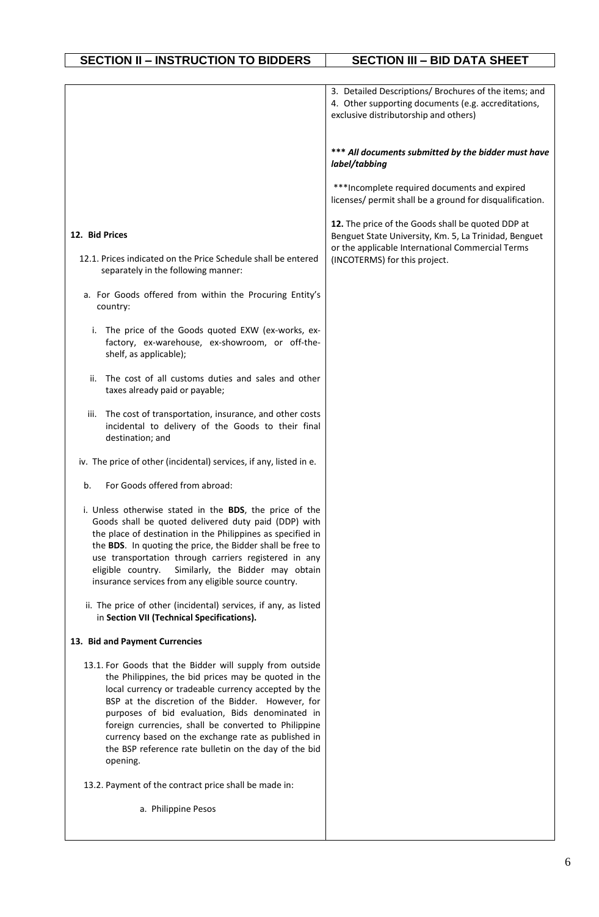| SECTION II – INSTRUCTION TO BIDDERS | SECTION III – BID DATA SHEET |
|---|---|
| | 3. Detailed Descriptions/ Brochures of the items; and<br>4. Other supporting documents (e.g. accreditations, exclusive distributorship and others)<br><br>*** ***All documents submitted by the bidder must have label/tabbing***<br><br>***Incomplete required documents and expired licenses/ permit shall be a ground for disqualification. |
| **12. Bid Prices**<br><br>12.1. Prices indicated on the Price Schedule shall be entered separately in the following manner:<br><br>a. For Goods offered from within the Procuring Entity's country:<br><br>i. The price of the Goods quoted EXW (ex-works, ex-factory, ex-warehouse, ex-showroom, or off-the-shelf, as applicable);<br><br>ii. The cost of all customs duties and sales and other taxes already paid or payable;<br><br>iii. The cost of transportation, insurance, and other costs incidental to delivery of the Goods to their final destination; and<br><br>iv. The price of other (incidental) services, if any, listed in e.<br><br>b. For Goods offered from abroad:<br><br>i. Unless otherwise stated in the **BDS**, the price of the Goods shall be quoted delivered duty paid (DDP) with the place of destination in the Philippines as specified in the **BDS**. In quoting the price, the Bidder shall be free to use transportation through carriers registered in any eligible country. Similarly, the Bidder may obtain insurance services from any eligible source country.<br><br>ii. The price of other (incidental) services, if any, as listed in **Section VII (Technical Specifications).** | **12.** The price of the Goods shall be quoted DDP at Benguet State University, Km. 5, La Trinidad, Benguet or the applicable International Commercial Terms (INCOTERMS) for this project. |
| **13. Bid and Payment Currencies**<br><br>13.1. For Goods that the Bidder will supply from outside the Philippines, the bid prices may be quoted in the local currency or tradeable currency accepted by the BSP at the discretion of the Bidder. However, for purposes of bid evaluation, Bids denominated in foreign currencies, shall be converted to Philippine currency based on the exchange rate as published in the BSP reference rate bulletin on the day of the bid opening.<br><br>13.2. Payment of the contract price shall be made in:<br><br>a. Philippine Pesos | |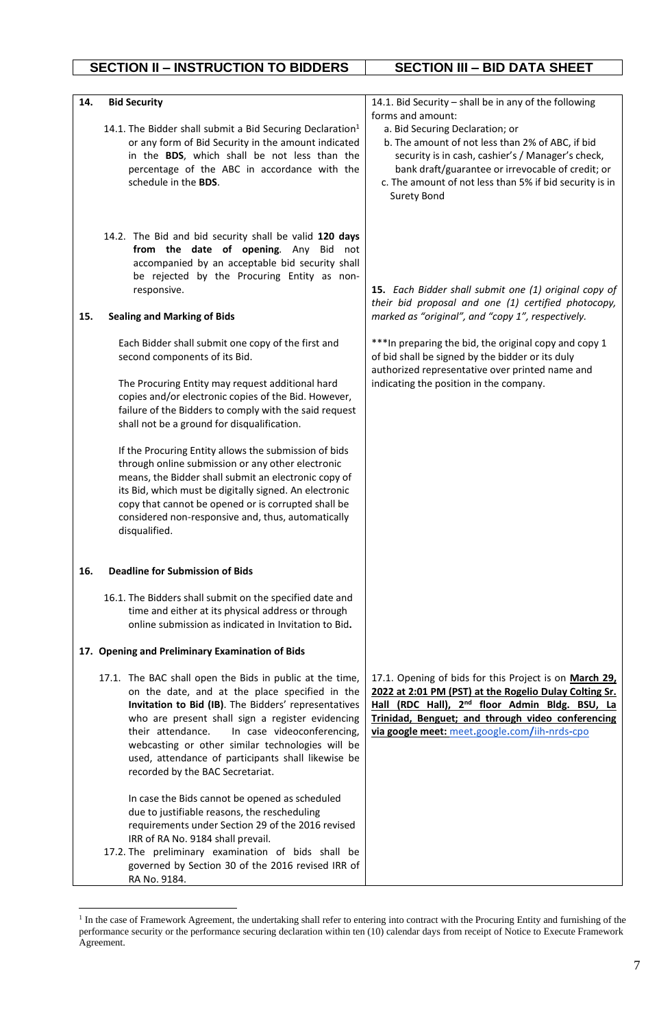| SECTION II – INSTRUCTION TO BIDDERS | SECTION III – BID DATA SHEET |
|---|---|
| **14. Bid Security**<br><br>14.1. The Bidder shall submit a Bid Securing Declaration[1] or any form of Bid Security in the amount indicated in the **BDS**, which shall be not less than the percentage of the ABC in accordance with the schedule in the **BDS**. | 14.1. Bid Security – shall be in any of the following forms and amount:<br>a. Bid Securing Declaration; or<br>b. The amount of not less than 2% of ABC, if bid security is in cash, cashier's / Manager's check, bank draft/guarantee or irrevocable of credit; or<br>c. The amount of not less than 5% if bid security is in Surety Bond |
| 14.2. The Bid and bid security shall be valid **120 days from the date of opening**. Any Bid not accompanied by an acceptable bid security shall be rejected by the Procuring Entity as non-responsive. | |
| **15. Sealing and Marking of Bids**<br><br>Each Bidder shall submit one copy of the first and second components of its Bid.<br><br>The Procuring Entity may request additional hard copies and/or electronic copies of the Bid. However, failure of the Bidders to comply with the said request shall not be a ground for disqualification.<br><br>If the Procuring Entity allows the submission of bids through online submission or any other electronic means, the Bidder shall submit an electronic copy of its Bid, which must be digitally signed. An electronic copy that cannot be opened or is corrupted shall be considered non-responsive and, thus, automatically disqualified. | ***15.** Each Bidder shall submit one (1) original copy of their bid proposal and one (1) certified photocopy, marked as "original", and "copy 1", respectively.*<br><br>***In preparing the bid, the original copy and copy 1 of bid shall be signed by the bidder or its duly authorized representative over printed name and indicating the position in the company. |
| **16. Deadline for Submission of Bids**<br><br>16.1. The Bidders shall submit on the specified date and time and either at its physical address or through online submission as indicated in Invitation to Bid**.** | |
| **17. Opening and Preliminary Examination of Bids**<br><br>17.1. The BAC shall open the Bids in public at the time, on the date, and at the place specified in the **Invitation to Bid (IB)**. The Bidders' representatives who are present shall sign a register evidencing their attendance. In case videoconferencing, webcasting or other similar technologies will be used, attendance of participants shall likewise be recorded by the BAC Secretariat.<br><br>In case the Bids cannot be opened as scheduled due to justifiable reasons, the rescheduling requirements under Section 29 of the 2016 revised IRR of RA No. 9184 shall prevail.<br><br>17.2. The preliminary examination of bids shall be governed by Section 30 of the 2016 revised IRR of RA No. 9184. | 17.1. Opening of bids for this Project is on **March 29, 2022 at 2:01 PM (PST) at the Rogelio Dulay Colting Sr. Hall (RDC Hall), 2nd floor Admin Bldg. BSU, La Trinidad, Benguet; and through video conferencing via google meet:** meet.google.com/iih-nrds-cpo |

[1] In the case of Framework Agreement, the undertaking shall refer to entering into contract with the Procuring Entity and furnishing of the performance security or the performance securing declaration within ten (10) calendar days from receipt of Notice to Execute Framework Agreement.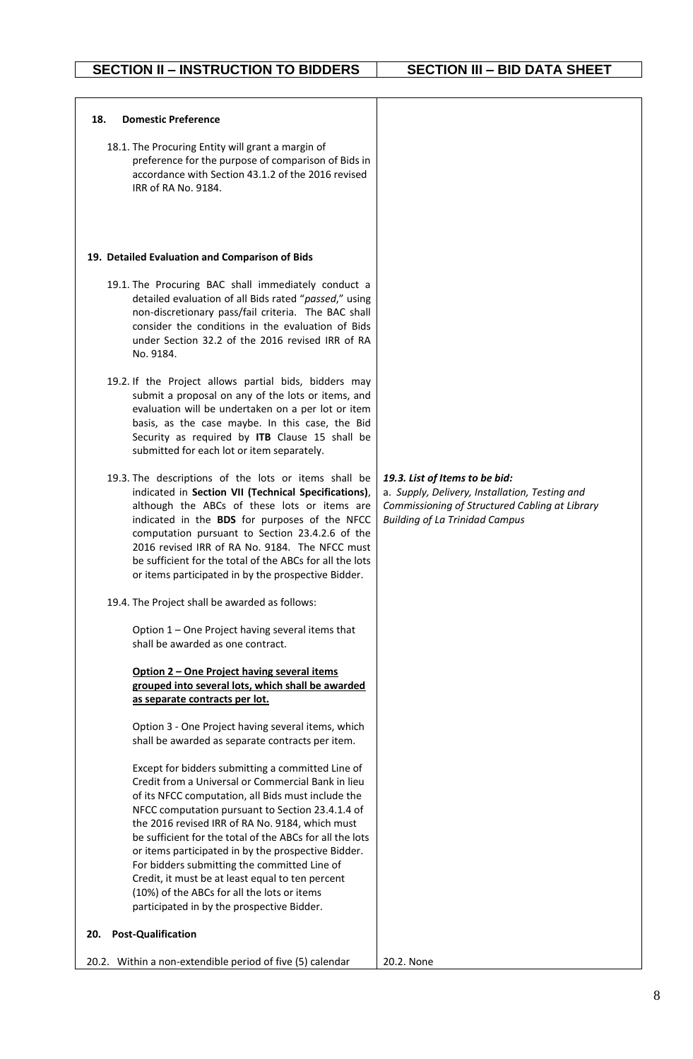| SECTION II – INSTRUCTION TO BIDDERS | SECTION III – BID DATA SHEET |
|---|---|
| **18. Domestic Preference** | |
| 18.1. The Procuring Entity will grant a margin of preference for the purpose of comparison of Bids in accordance with Section 43.1.2 of the 2016 revised IRR of RA No. 9184. | |
| **19. Detailed Evaluation and Comparison of Bids** | |
| 19.1. The Procuring BAC shall immediately conduct a detailed evaluation of all Bids rated "*passed*," using non-discretionary pass/fail criteria. The BAC shall consider the conditions in the evaluation of Bids under Section 32.2 of the 2016 revised IRR of RA No. 9184. | |
| 19.2. If the Project allows partial bids, bidders may submit a proposal on any of the lots or items, and evaluation will be undertaken on a per lot or item basis, as the case maybe. In this case, the Bid Security as required by **ITB** Clause 15 shall be submitted for each lot or item separately. | |
| 19.3. The descriptions of the lots or items shall be indicated in **Section VII (Technical Specifications)**, although the ABCs of these lots or items are indicated in the **BDS** for purposes of the NFCC computation pursuant to Section 23.4.2.6 of the 2016 revised IRR of RA No. 9184. The NFCC must be sufficient for the total of the ABCs for all the lots or items participated in by the prospective Bidder. | ***19.3. List of Items to be bid:***<br>*a. Supply, Delivery, Installation, Testing and Commissioning of Structured Cabling at Library Building of La Trinidad Campus* |
| 19.4. The Project shall be awarded as follows:<br><br>Option 1 – One Project having several items that shall be awarded as one contract.<br><br>**<u>Option 2 – One Project having several items grouped into several lots, which shall be awarded as separate contracts per lot.</u>**<br><br>Option 3 - One Project having several items, which shall be awarded as separate contracts per item.<br><br>Except for bidders submitting a committed Line of Credit from a Universal or Commercial Bank in lieu of its NFCC computation, all Bids must include the NFCC computation pursuant to Section 23.4.1.4 of the 2016 revised IRR of RA No. 9184, which must be sufficient for the total of the ABCs for all the lots or items participated in by the prospective Bidder. For bidders submitting the committed Line of Credit, it must be at least equal to ten percent (10%) of the ABCs for all the lots or items participated in by the prospective Bidder. | |
| **20. Post-Qualification** | |
| 20.2. Within a non-extendible period of five (5) calendar | 20.2. None |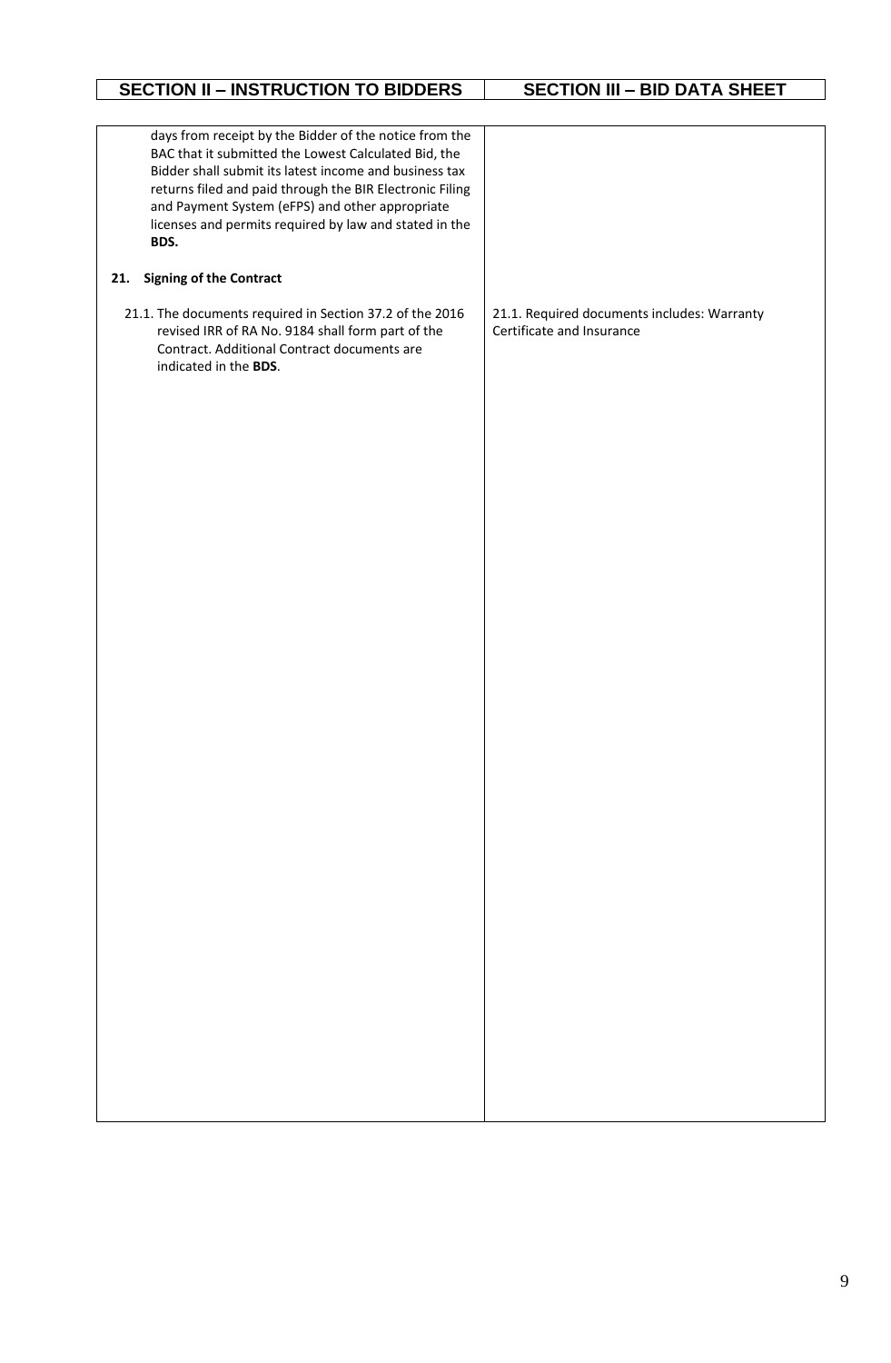| SECTION II – INSTRUCTION TO BIDDERS | SECTION III – BID DATA SHEET |
|---|---|
| days from receipt by the Bidder of the notice from the BAC that it submitted the Lowest Calculated Bid, the Bidder shall submit its latest income and business tax returns filed and paid through the BIR Electronic Filing and Payment System (eFPS) and other appropriate licenses and permits required by law and stated in the **BDS.** | |
| **21. Signing of the Contract** | |
| 21.1. The documents required in Section 37.2 of the 2016 revised IRR of RA No. 9184 shall form part of the Contract. Additional Contract documents are indicated in the **BDS**. | 21.1. Required documents includes: Warranty Certificate and Insurance |